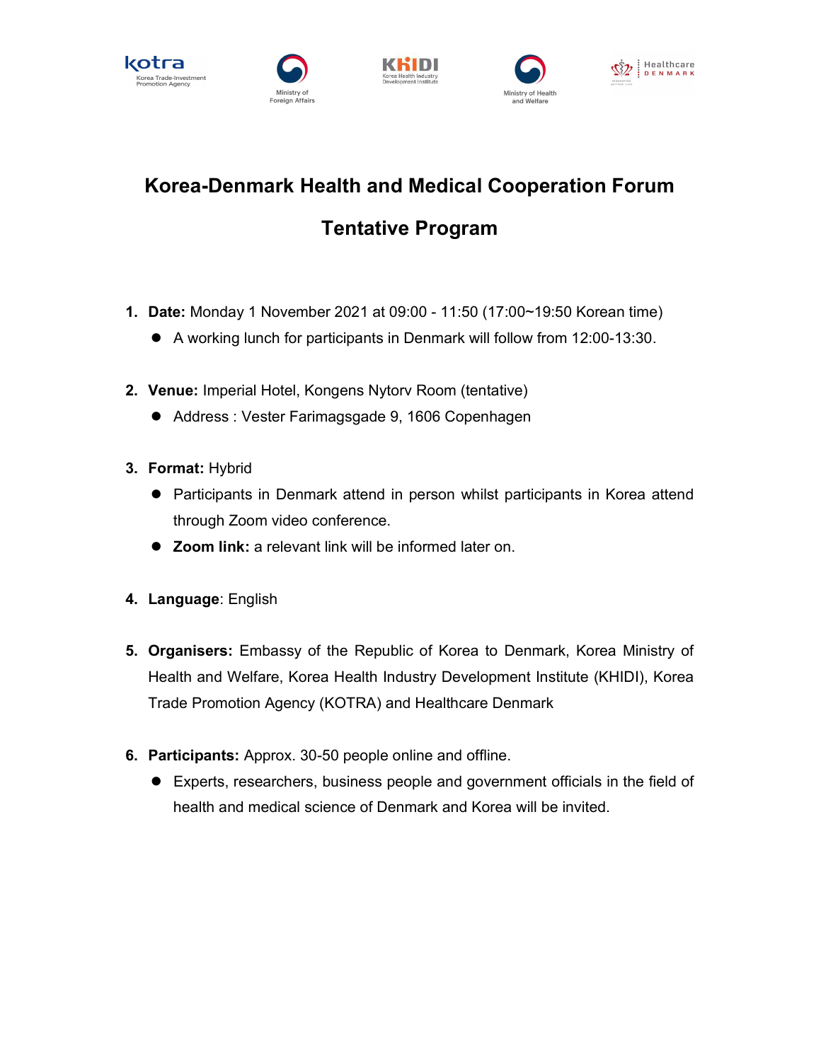# Korea-Denmark Health and Medical Cooperation Forum

## Tentative Program

1. **Date:** Monday 1 November 2021 at 09:00 - 11:50 (17:00~19:50 Korean time)
   - A working lunch for participants in Denmark will follow from 12:00-13:30.

2. **Venue:** Imperial Hotel, Kongens Nytorv Room (tentative)
   - Address : Vester Farimagsgade 9, 1606 Copenhagen

3. **Format:** Hybrid
   - Participants in Denmark attend in person whilst participants in Korea attend through Zoom video conference.
   - **Zoom link:** a relevant link will be informed later on.

4. **Language**: English

5. **Organisers:** Embassy of the Republic of Korea to Denmark, Korea Ministry of Health and Welfare, Korea Health Industry Development Institute (KHIDI), Korea Trade Promotion Agency (KOTRA) and Healthcare Denmark

6. **Participants:** Approx. 30-50 people online and offline.
   - Experts, researchers, business people and government officials in the field of health and medical science of Denmark and Korea will be invited.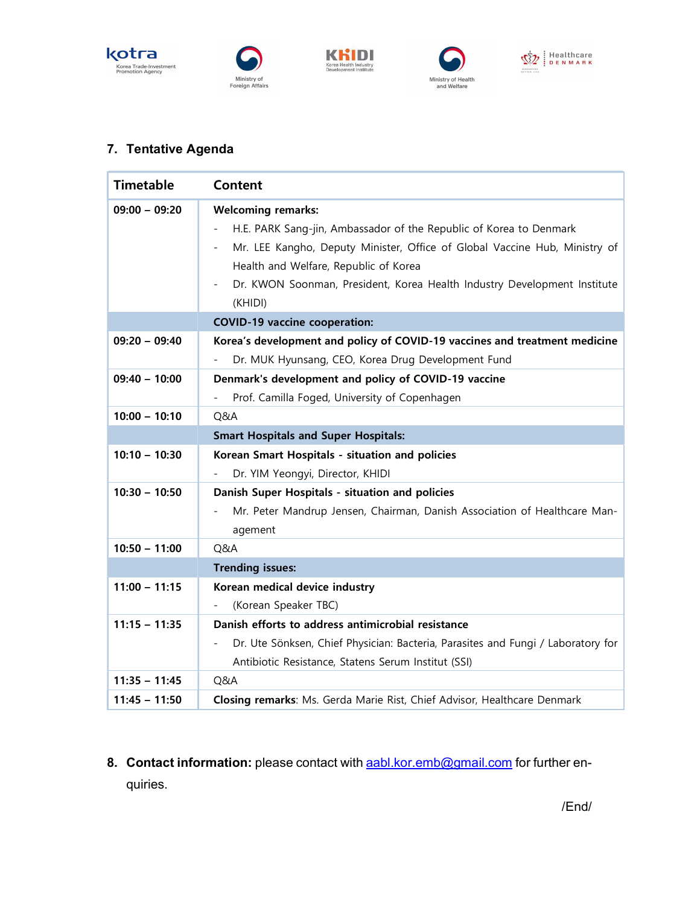## 7. Tentative Agenda

| Timetable | Content |
| --- | --- |
| **09:00 – 09:20** | **Welcoming remarks:**<br>- H.E. PARK Sang-jin, Ambassador of the Republic of Korea to Denmark<br>- Mr. LEE Kangho, Deputy Minister, Office of Global Vaccine Hub, Ministry of Health and Welfare, Republic of Korea<br>- Dr. KWON Soonman, President, Korea Health Industry Development Institute (KHIDI) |
| | **COVID-19 vaccine cooperation:** |
| **09:20 – 09:40** | **Korea's development and policy of COVID-19 vaccines and treatment medicine**<br>- Dr. MUK Hyunsang, CEO, Korea Drug Development Fund |
| **09:40 – 10:00** | **Denmark's development and policy of COVID-19 vaccine**<br>- Prof. Camilla Foged, University of Copenhagen |
| **10:00 – 10:10** | Q&A |
| | **Smart Hospitals and Super Hospitals:** |
| **10:10 – 10:30** | **Korean Smart Hospitals - situation and policies**<br>- Dr. YIM Yeongyi, Director, KHIDI |
| **10:30 – 10:50** | **Danish Super Hospitals - situation and policies**<br>- Mr. Peter Mandrup Jensen, Chairman, Danish Association of Healthcare Management |
| **10:50 – 11:00** | Q&A |
| | **Trending issues:** |
| **11:00 – 11:15** | **Korean medical device industry**<br>- (Korean Speaker TBC) |
| **11:15 – 11:35** | **Danish efforts to address antimicrobial resistance**<br>- Dr. Ute Sönksen, Chief Physician: Bacteria, Parasites and Fungi / Laboratory for Antibiotic Resistance, Statens Serum Institut (SSI) |
| **11:35 – 11:45** | Q&A |
| **11:45 – 11:50** | **Closing remarks**: Ms. Gerda Marie Rist, Chief Advisor, Healthcare Denmark |

8. **Contact information:** please contact with aabl.kor.emb@gmail.com for further enquiries.

/End/